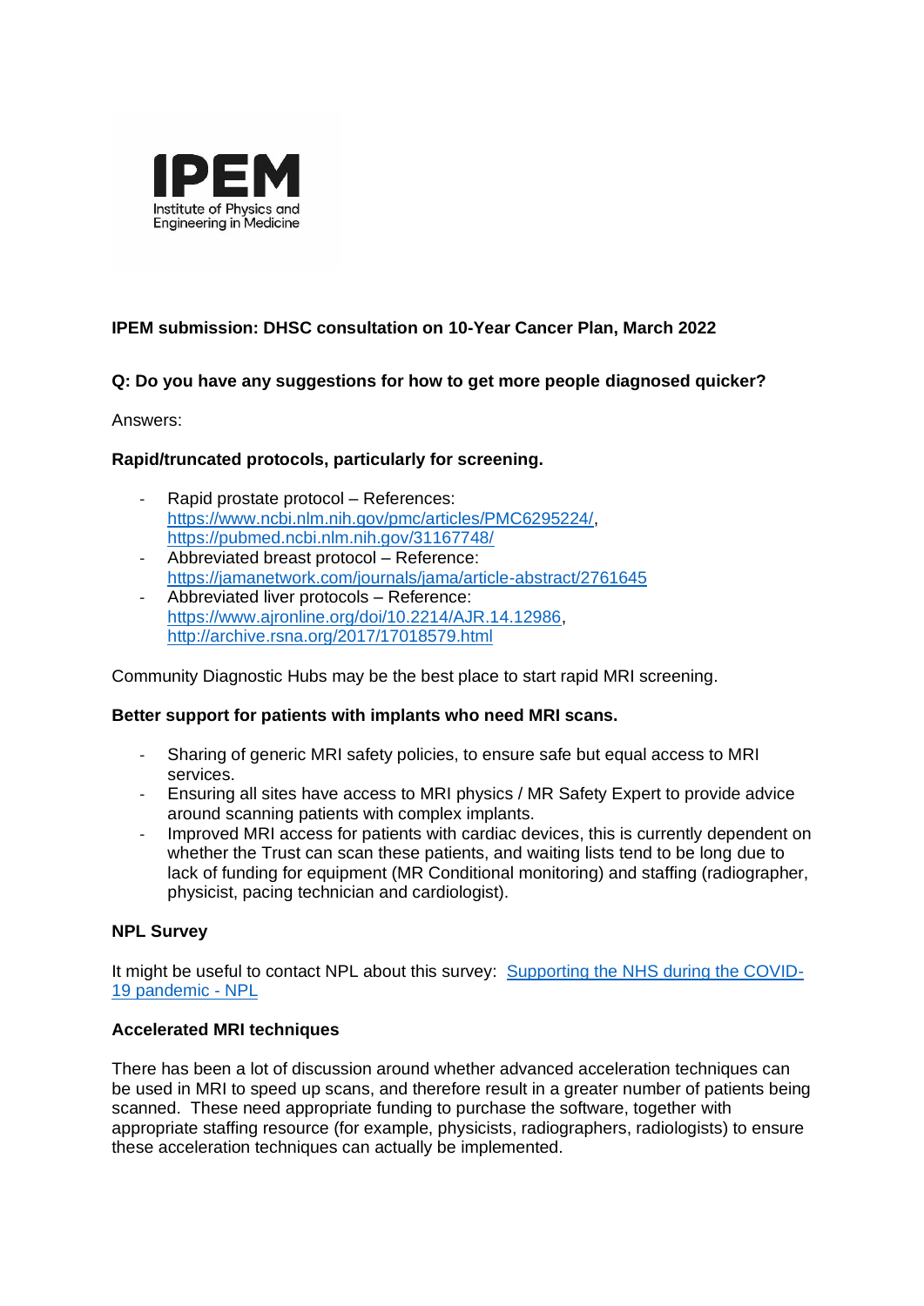IPEM
Institute of Physics and Engineering in Medicine

**IPEM submission: DHSC consultation on 10-Year Cancer Plan, March 2022**

**Q: Do you have any suggestions for how to get more people diagnosed quicker?**

Answers:

**Rapid/truncated protocols, particularly for screening.**

- Rapid prostate protocol – References: https://www.ncbi.nlm.nih.gov/pmc/articles/PMC6295224/, https://pubmed.ncbi.nlm.nih.gov/31167748/
- Abbreviated breast protocol – Reference: https://jamanetwork.com/journals/jama/article-abstract/2761645
- Abbreviated liver protocols – Reference: https://www.ajronline.org/doi/10.2214/AJR.14.12986, http://archive.rsna.org/2017/17018579.html

Community Diagnostic Hubs may be the best place to start rapid MRI screening.

**Better support for patients with implants who need MRI scans.**

- Sharing of generic MRI safety policies, to ensure safe but equal access to MRI services.
- Ensuring all sites have access to MRI physics / MR Safety Expert to provide advice around scanning patients with complex implants.
- Improved MRI access for patients with cardiac devices, this is currently dependent on whether the Trust can scan these patients, and waiting lists tend to be long due to lack of funding for equipment (MR Conditional monitoring) and staffing (radiographer, physicist, pacing technician and cardiologist).

**NPL Survey**

It might be useful to contact NPL about this survey: Supporting the NHS during the COVID-19 pandemic - NPL

**Accelerated MRI techniques**

There has been a lot of discussion around whether advanced acceleration techniques can be used in MRI to speed up scans, and therefore result in a greater number of patients being scanned. These need appropriate funding to purchase the software, together with appropriate staffing resource (for example, physicists, radiographers, radiologists) to ensure these acceleration techniques can actually be implemented.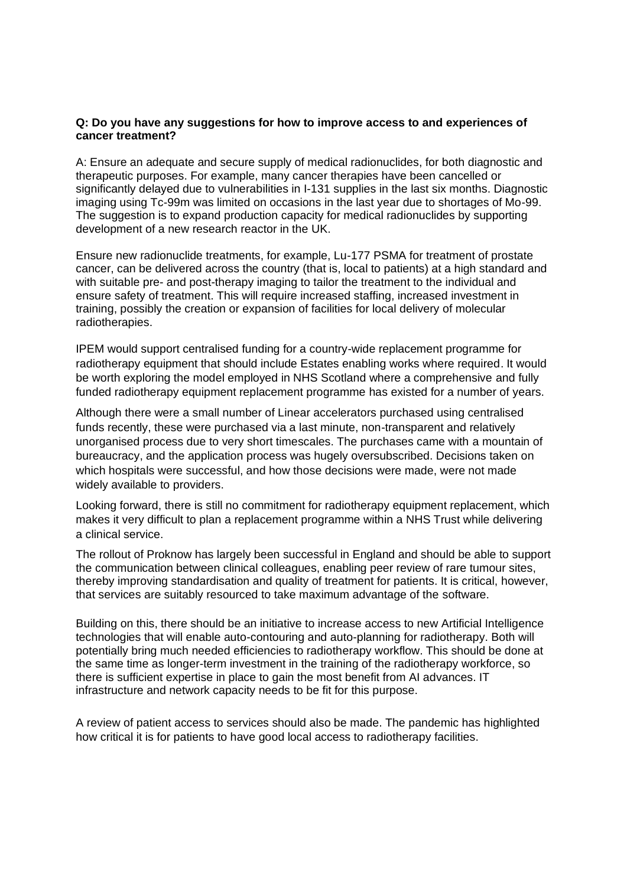**Q: Do you have any suggestions for how to improve access to and experiences of cancer treatment?**

A: Ensure an adequate and secure supply of medical radionuclides, for both diagnostic and therapeutic purposes. For example, many cancer therapies have been cancelled or significantly delayed due to vulnerabilities in I-131 supplies in the last six months. Diagnostic imaging using Tc-99m was limited on occasions in the last year due to shortages of Mo-99. The suggestion is to expand production capacity for medical radionuclides by supporting development of a new research reactor in the UK.

Ensure new radionuclide treatments, for example, Lu-177 PSMA for treatment of prostate cancer, can be delivered across the country (that is, local to patients) at a high standard and with suitable pre- and post-therapy imaging to tailor the treatment to the individual and ensure safety of treatment. This will require increased staffing, increased investment in training, possibly the creation or expansion of facilities for local delivery of molecular radiotherapies.

IPEM would support centralised funding for a country-wide replacement programme for radiotherapy equipment that should include Estates enabling works where required. It would be worth exploring the model employed in NHS Scotland where a comprehensive and fully funded radiotherapy equipment replacement programme has existed for a number of years.

Although there were a small number of Linear accelerators purchased using centralised funds recently, these were purchased via a last minute, non-transparent and relatively unorganised process due to very short timescales. The purchases came with a mountain of bureaucracy, and the application process was hugely oversubscribed. Decisions taken on which hospitals were successful, and how those decisions were made, were not made widely available to providers.

Looking forward, there is still no commitment for radiotherapy equipment replacement, which makes it very difficult to plan a replacement programme within a NHS Trust while delivering a clinical service.

The rollout of Proknow has largely been successful in England and should be able to support the communication between clinical colleagues, enabling peer review of rare tumour sites, thereby improving standardisation and quality of treatment for patients. It is critical, however, that services are suitably resourced to take maximum advantage of the software.

Building on this, there should be an initiative to increase access to new Artificial Intelligence technologies that will enable auto-contouring and auto-planning for radiotherapy. Both will potentially bring much needed efficiencies to radiotherapy workflow. This should be done at the same time as longer-term investment in the training of the radiotherapy workforce, so there is sufficient expertise in place to gain the most benefit from AI advances. IT infrastructure and network capacity needs to be fit for this purpose.

A review of patient access to services should also be made. The pandemic has highlighted how critical it is for patients to have good local access to radiotherapy facilities.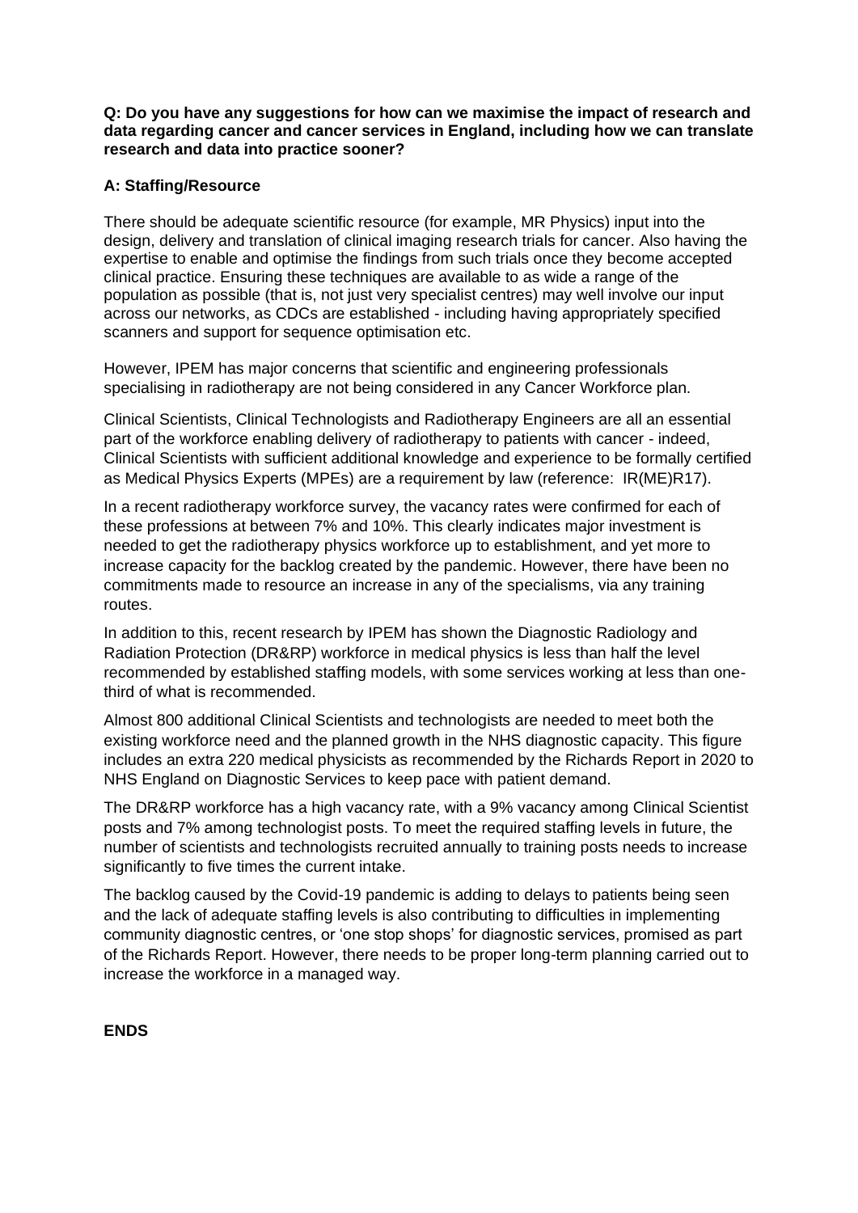**Q: Do you have any suggestions for how can we maximise the impact of research and data regarding cancer and cancer services in England, including how we can translate research and data into practice sooner?**

**A: Staffing/Resource**

There should be adequate scientific resource (for example, MR Physics) input into the design, delivery and translation of clinical imaging research trials for cancer. Also having the expertise to enable and optimise the findings from such trials once they become accepted clinical practice. Ensuring these techniques are available to as wide a range of the population as possible (that is, not just very specialist centres) may well involve our input across our networks, as CDCs are established - including having appropriately specified scanners and support for sequence optimisation etc.

However, IPEM has major concerns that scientific and engineering professionals specialising in radiotherapy are not being considered in any Cancer Workforce plan.

Clinical Scientists, Clinical Technologists and Radiotherapy Engineers are all an essential part of the workforce enabling delivery of radiotherapy to patients with cancer - indeed, Clinical Scientists with sufficient additional knowledge and experience to be formally certified as Medical Physics Experts (MPEs) are a requirement by law (reference: IR(ME)R17).

In a recent radiotherapy workforce survey, the vacancy rates were confirmed for each of these professions at between 7% and 10%. This clearly indicates major investment is needed to get the radiotherapy physics workforce up to establishment, and yet more to increase capacity for the backlog created by the pandemic. However, there have been no commitments made to resource an increase in any of the specialisms, via any training routes.

In addition to this, recent research by IPEM has shown the Diagnostic Radiology and Radiation Protection (DR&RP) workforce in medical physics is less than half the level recommended by established staffing models, with some services working at less than one-third of what is recommended.

Almost 800 additional Clinical Scientists and technologists are needed to meet both the existing workforce need and the planned growth in the NHS diagnostic capacity. This figure includes an extra 220 medical physicists as recommended by the Richards Report in 2020 to NHS England on Diagnostic Services to keep pace with patient demand.

The DR&RP workforce has a high vacancy rate, with a 9% vacancy among Clinical Scientist posts and 7% among technologist posts. To meet the required staffing levels in future, the number of scientists and technologists recruited annually to training posts needs to increase significantly to five times the current intake.

The backlog caused by the Covid-19 pandemic is adding to delays to patients being seen and the lack of adequate staffing levels is also contributing to difficulties in implementing community diagnostic centres, or 'one stop shops' for diagnostic services, promised as part of the Richards Report. However, there needs to be proper long-term planning carried out to increase the workforce in a managed way.

**ENDS**